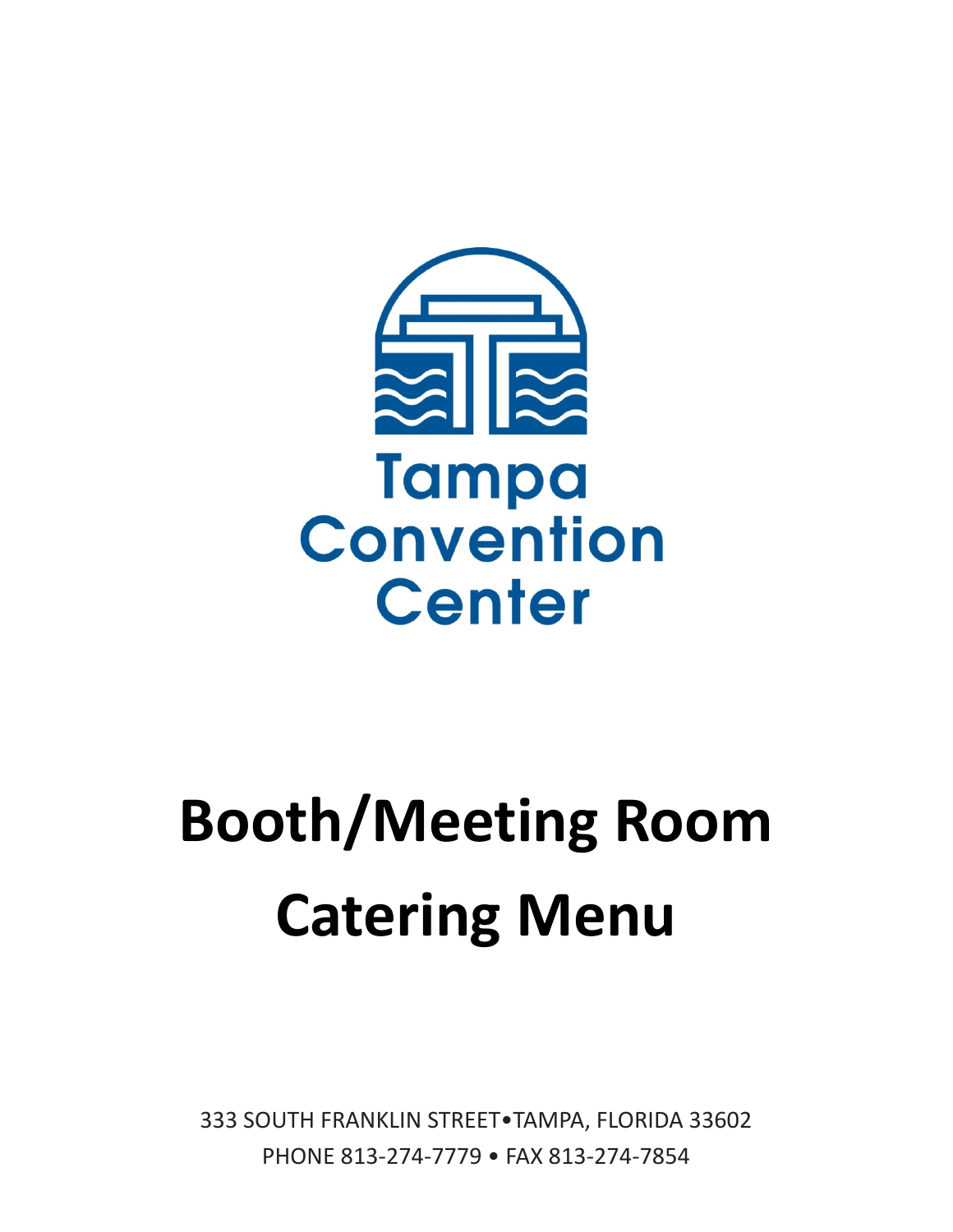Tampa Convention Center

# Booth/Meeting Room Catering Menu

333 SOUTH FRANKLIN STREET•TAMPA, FLORIDA 33602

PHONE 813-274-7779 • FAX 813-274-7854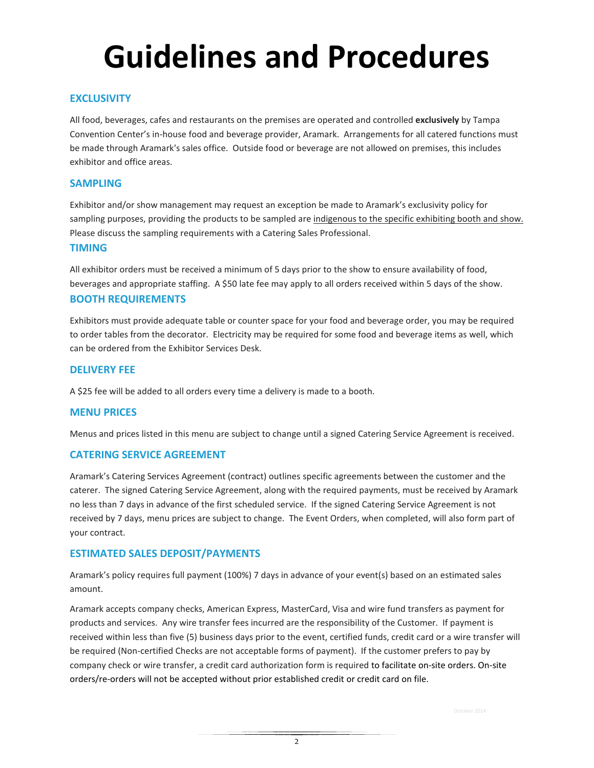# Guidelines and Procedures

## EXCLUSIVITY

All food, beverages, cafes and restaurants on the premises are operated and controlled **exclusively** by Tampa Convention Center's in-house food and beverage provider, Aramark. Arrangements for all catered functions must be made through Aramark's sales office. Outside food or beverage are not allowed on premises, this includes exhibitor and office areas.

## SAMPLING

Exhibitor and/or show management may request an exception be made to Aramark's exclusivity policy for sampling purposes, providing the products to be sampled are indigenous to the specific exhibiting booth and show. Please discuss the sampling requirements with a Catering Sales Professional.

## TIMING

All exhibitor orders must be received a minimum of 5 days prior to the show to ensure availability of food, beverages and appropriate staffing. A $50 late fee may apply to all orders received within 5 days of the show.

## BOOTH REQUIREMENTS

Exhibitors must provide adequate table or counter space for your food and beverage order, you may be required to order tables from the decorator. Electricity may be required for some food and beverage items as well, which can be ordered from the Exhibitor Services Desk.

## DELIVERY FEE

A $25 fee will be added to all orders every time a delivery is made to a booth.

## MENU PRICES

Menus and prices listed in this menu are subject to change until a signed Catering Service Agreement is received.

## CATERING SERVICE AGREEMENT

Aramark's Catering Services Agreement (contract) outlines specific agreements between the customer and the caterer. The signed Catering Service Agreement, along with the required payments, must be received by Aramark no less than 7 days in advance of the first scheduled service. If the signed Catering Service Agreement is not received by 7 days, menu prices are subject to change. The Event Orders, when completed, will also form part of your contract.

## ESTIMATED SALES DEPOSIT/PAYMENTS

Aramark's policy requires full payment (100%) 7 days in advance of your event(s) based on an estimated sales amount.

Aramark accepts company checks, American Express, MasterCard, Visa and wire fund transfers as payment for products and services. Any wire transfer fees incurred are the responsibility of the Customer. If payment is received within less than five (5) business days prior to the event, certified funds, credit card or a wire transfer will be required (Non-certified Checks are not acceptable forms of payment). If the customer prefers to pay by company check or wire transfer, a credit card authorization form is required to facilitate on-site orders. On-site orders/re-orders will not be accepted without prior established credit or credit card on file.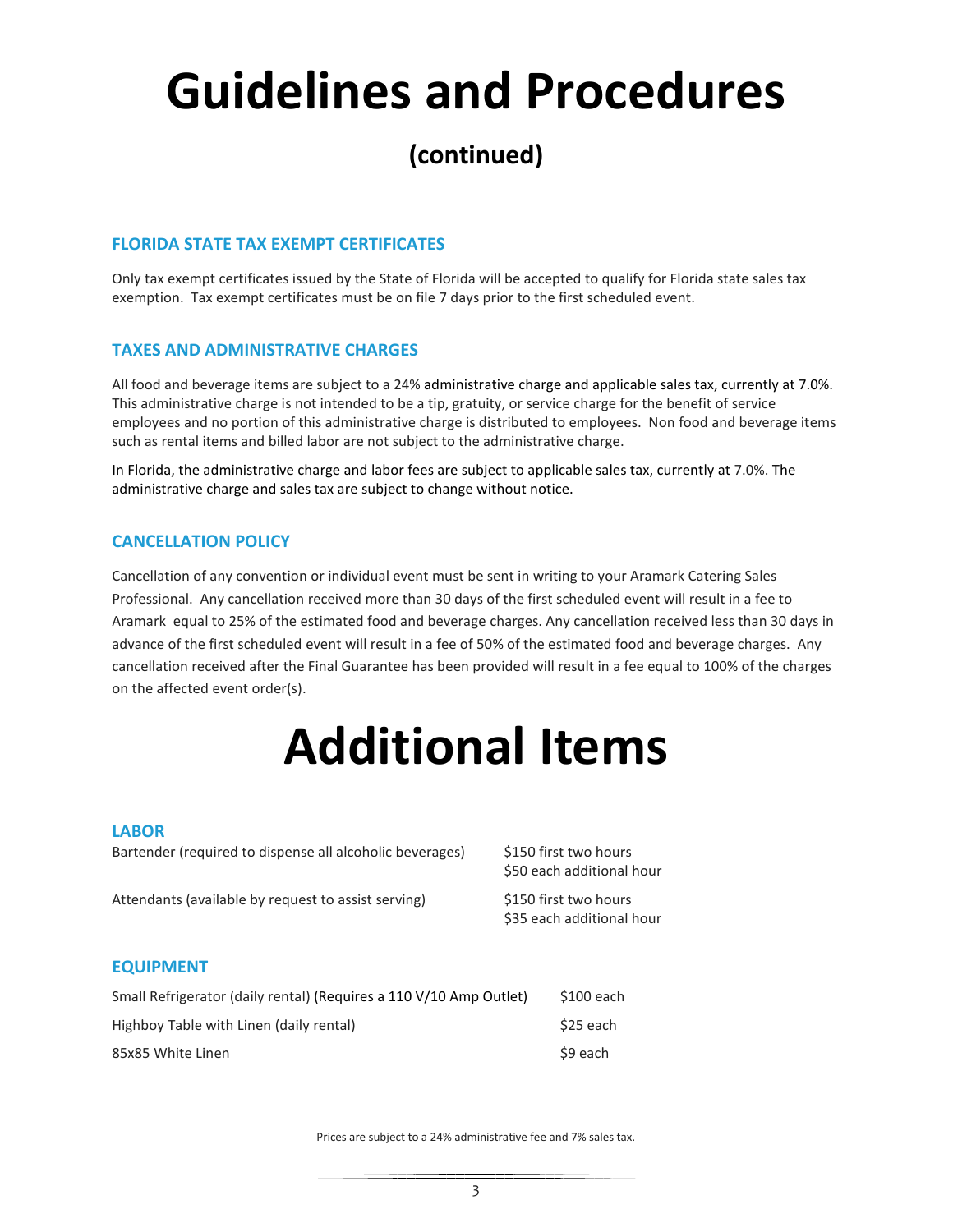# Guidelines and Procedures

## (continued)

### FLORIDA STATE TAX EXEMPT CERTIFICATES

Only tax exempt certificates issued by the State of Florida will be accepted to qualify for Florida state sales tax exemption. Tax exempt certificates must be on file 7 days prior to the first scheduled event.

### TAXES AND ADMINISTRATIVE CHARGES

All food and beverage items are subject to a 24% administrative charge and applicable sales tax, currently at 7.0%. This administrative charge is not intended to be a tip, gratuity, or service charge for the benefit of service employees and no portion of this administrative charge is distributed to employees. Non food and beverage items such as rental items and billed labor are not subject to the administrative charge.

In Florida, the administrative charge and labor fees are subject to applicable sales tax, currently at 7.0%. The administrative charge and sales tax are subject to change without notice.

### CANCELLATION POLICY

Cancellation of any convention or individual event must be sent in writing to your Aramark Catering Sales Professional. Any cancellation received more than 30 days of the first scheduled event will result in a fee to Aramark equal to 25% of the estimated food and beverage charges. Any cancellation received less than 30 days in advance of the first scheduled event will result in a fee of 50% of the estimated food and beverage charges. Any cancellation received after the Final Guarantee has been provided will result in a fee equal to 100% of the charges on the affected event order(s).

# Additional Items

### LABOR

| | |
|---|---|
| Bartender (required to dispense all alcoholic beverages) | $150 first two hours<br>$50 each additional hour |
| Attendants (available by request to assist serving) | $150 first two hours<br>$35 each additional hour |

### EQUIPMENT

| | |
|---|---|
| Small Refrigerator (daily rental) (Requires a 110 V/10 Amp Outlet) | $100 each |
| Highboy Table with Linen (daily rental) | $25 each |
| 85x85 White Linen | $9 each |

Prices are subject to a 24% administrative fee and 7% sales tax.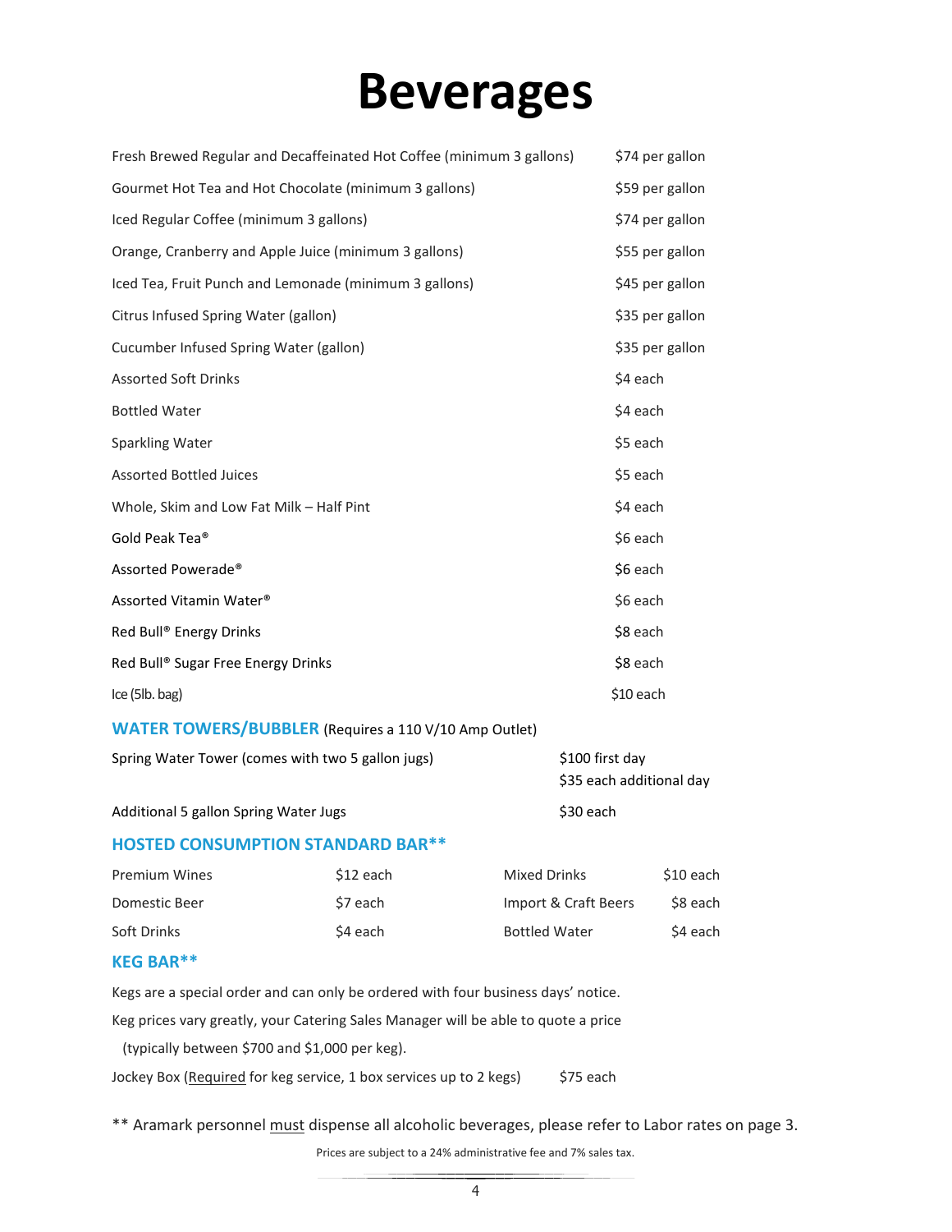# Beverages

| | |
|---|---|
| Fresh Brewed Regular and Decaffeinated Hot Coffee (minimum 3 gallons) | $74 per gallon |
| Gourmet Hot Tea and Hot Chocolate (minimum 3 gallons) | $59 per gallon |
| Iced Regular Coffee (minimum 3 gallons) | $74 per gallon |
| Orange, Cranberry and Apple Juice (minimum 3 gallons) | $55 per gallon |
| Iced Tea, Fruit Punch and Lemonade (minimum 3 gallons) | $45 per gallon |
| Citrus Infused Spring Water (gallon) | $35 per gallon |
| Cucumber Infused Spring Water (gallon) | $35 per gallon |
| Assorted Soft Drinks | $4 each |
| Bottled Water | $4 each |
| Sparkling Water | $5 each |
| Assorted Bottled Juices | $5 each |
| Whole, Skim and Low Fat Milk – Half Pint | $4 each |
| Gold Peak Tea® | $6 each |
| Assorted Powerade® | $6 each |
| Assorted Vitamin Water® | $6 each |
| Red Bull® Energy Drinks | $8 each |
| Red Bull® Sugar Free Energy Drinks | $8 each |
| Ice (5lb. bag) | $10 each |

## WATER TOWERS/BUBBLER (Requires a 110 V/10 Amp Outlet)

| | |
|---|---|
| Spring Water Tower (comes with two 5 gallon jugs) | $100 first day<br>$35 each additional day |
| Additional 5 gallon Spring Water Jugs | $30 each |

## HOSTED CONSUMPTION STANDARD BAR**

| | | | |
|---|---|---|---|
| Premium Wines | $12 each | Mixed Drinks | $10 each |
| Domestic Beer | $7 each | Import & Craft Beers | $8 each |
| Soft Drinks | $4 each | Bottled Water | $4 each |

## KEG BAR**

Kegs are a special order and can only be ordered with four business days' notice.

Keg prices vary greatly, your Catering Sales Manager will be able to quote a price (typically between $700 and $1,000 per keg).

Jockey Box (Required for keg service, 1 box services up to 2 kegs) $75 each

** Aramark personnel must dispense all alcoholic beverages, please refer to Labor rates on page 3.

Prices are subject to a 24% administrative fee and 7% sales tax.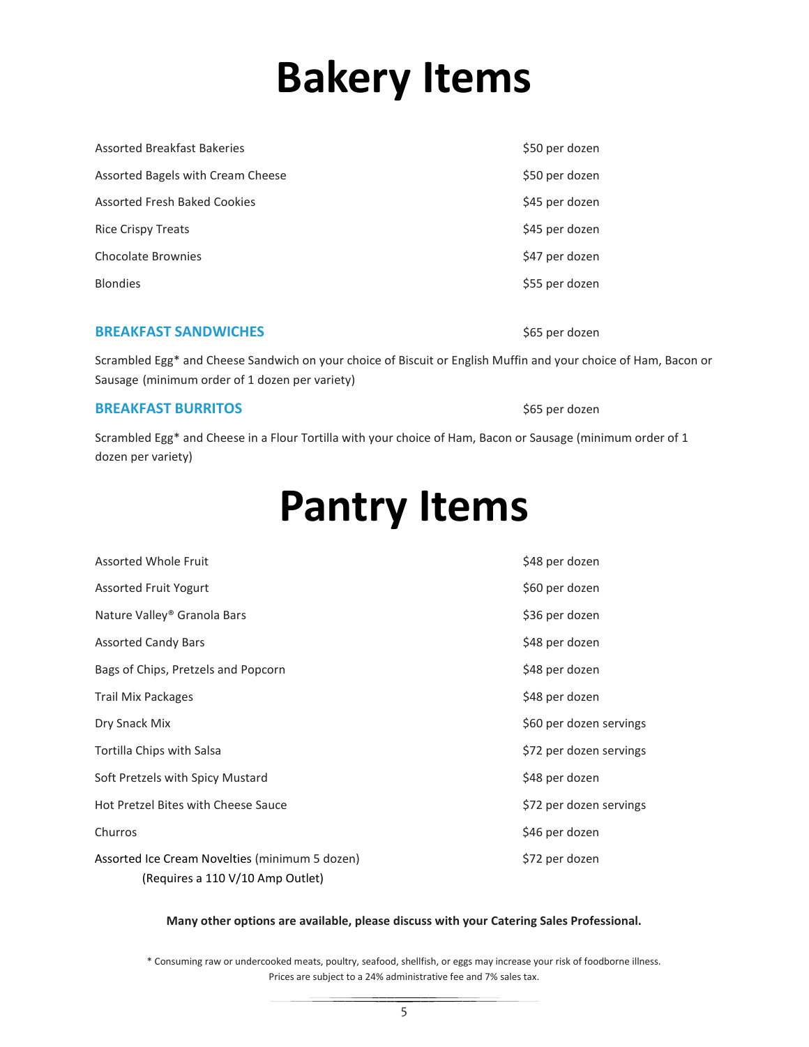# Bakery Items

| | |
|---|---|
| Assorted Breakfast Bakeries | $50 per dozen |
| Assorted Bagels with Cream Cheese | $50 per dozen |
| Assorted Fresh Baked Cookies | $45 per dozen |
| Rice Crispy Treats | $45 per dozen |
| Chocolate Brownies | $47 per dozen |
| Blondies | $55 per dozen |

**BREAKFAST SANDWICHES** $65 per dozen

Scrambled Egg* and Cheese Sandwich on your choice of Biscuit or English Muffin and your choice of Ham, Bacon or Sausage (minimum order of 1 dozen per variety)

**BREAKFAST BURRITOS** $65 per dozen

Scrambled Egg* and Cheese in a Flour Tortilla with your choice of Ham, Bacon or Sausage (minimum order of 1 dozen per variety)

# Pantry Items

| | |
|---|---|
| Assorted Whole Fruit | $48 per dozen |
| Assorted Fruit Yogurt | $60 per dozen |
| Nature Valley® Granola Bars | $36 per dozen |
| Assorted Candy Bars | $48 per dozen |
| Bags of Chips, Pretzels and Popcorn | $48 per dozen |
| Trail Mix Packages | $48 per dozen |
| Dry Snack Mix | $60 per dozen servings |
| Tortilla Chips with Salsa | $72 per dozen servings |
| Soft Pretzels with Spicy Mustard | $48 per dozen |
| Hot Pretzel Bites with Cheese Sauce | $72 per dozen servings |
| Churros | $46 per dozen |
| Assorted Ice Cream Novelties (minimum 5 dozen) (Requires a 110 V/10 Amp Outlet) | $72 per dozen |

**Many other options are available, please discuss with your Catering Sales Professional.**

\* Consuming raw or undercooked meats, poultry, seafood, shellfish, or eggs may increase your risk of foodborne illness.
Prices are subject to a 24% administrative fee and 7% sales tax.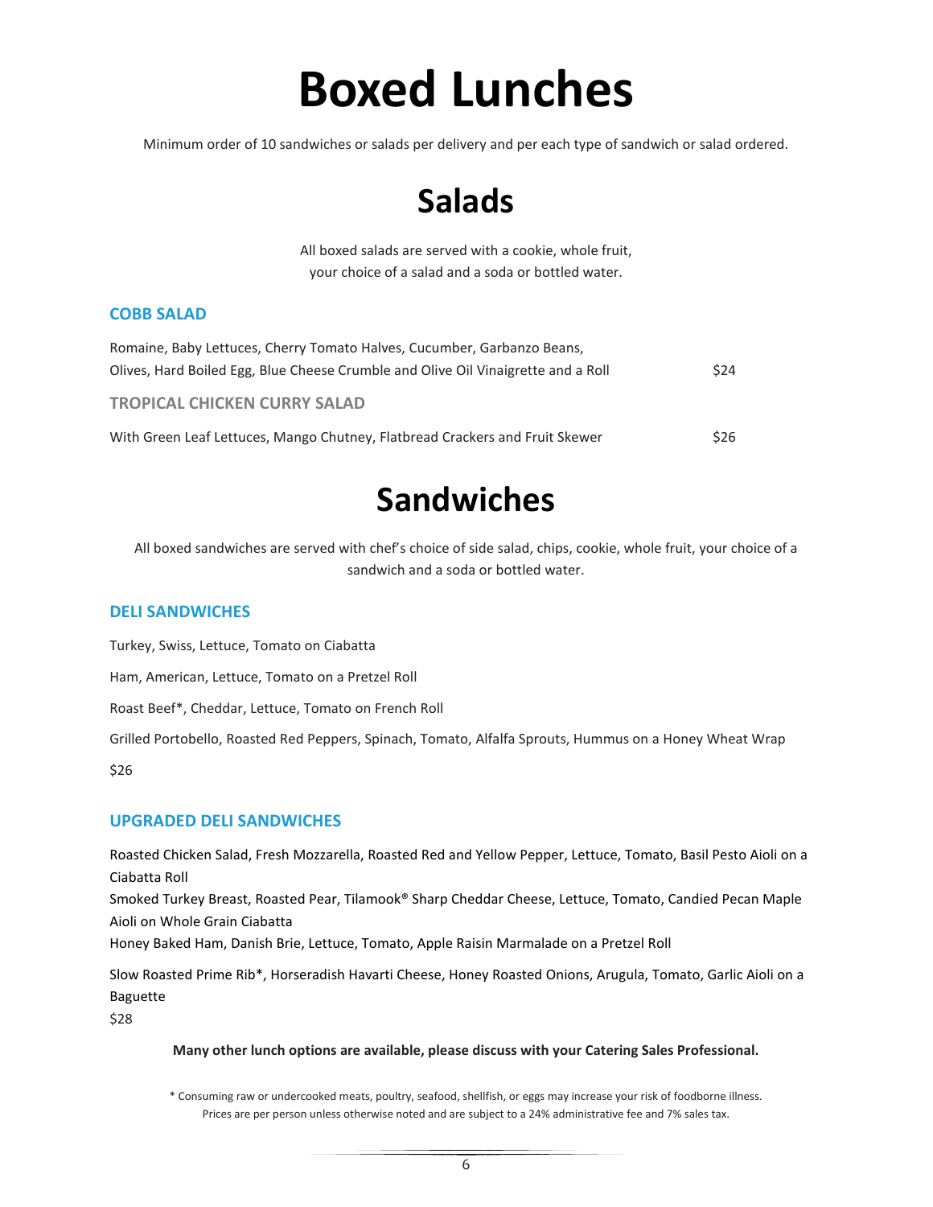# Boxed Lunches

Minimum order of 10 sandwiches or salads per delivery and per each type of sandwich or salad ordered.

## Salads

All boxed salads are served with a cookie, whole fruit, your choice of a salad and a soda or bottled water.

### COBB SALAD

Romaine, Baby Lettuces, Cherry Tomato Halves, Cucumber, Garbanzo Beans, Olives, Hard Boiled Egg, Blue Cheese Crumble and Olive Oil Vinaigrette and a Roll $24

### TROPICAL CHICKEN CURRY SALAD

With Green Leaf Lettuces, Mango Chutney, Flatbread Crackers and Fruit Skewer $26

## Sandwiches

All boxed sandwiches are served with chef's choice of side salad, chips, cookie, whole fruit, your choice of a sandwich and a soda or bottled water.

### DELI SANDWICHES

Turkey, Swiss, Lettuce, Tomato on Ciabatta

Ham, American, Lettuce, Tomato on a Pretzel Roll

Roast Beef*, Cheddar, Lettuce, Tomato on French Roll

Grilled Portobello, Roasted Red Peppers, Spinach, Tomato, Alfalfa Sprouts, Hummus on a Honey Wheat Wrap

$26

### UPGRADED DELI SANDWICHES

Roasted Chicken Salad, Fresh Mozzarella, Roasted Red and Yellow Pepper, Lettuce, Tomato, Basil Pesto Aioli on a Ciabatta Roll

Smoked Turkey Breast, Roasted Pear, Tilamook® Sharp Cheddar Cheese, Lettuce, Tomato, Candied Pecan Maple Aioli on Whole Grain Ciabatta

Honey Baked Ham, Danish Brie, Lettuce, Tomato, Apple Raisin Marmalade on a Pretzel Roll

Slow Roasted Prime Rib*, Horseradish Havarti Cheese, Honey Roasted Onions, Arugula, Tomato, Garlic Aioli on a Baguette

$28

**Many other lunch options are available, please discuss with your Catering Sales Professional.**

* Consuming raw or undercooked meats, poultry, seafood, shellfish, or eggs may increase your risk of foodborne illness.
Prices are per person unless otherwise noted and are subject to a 24% administrative fee and 7% sales tax.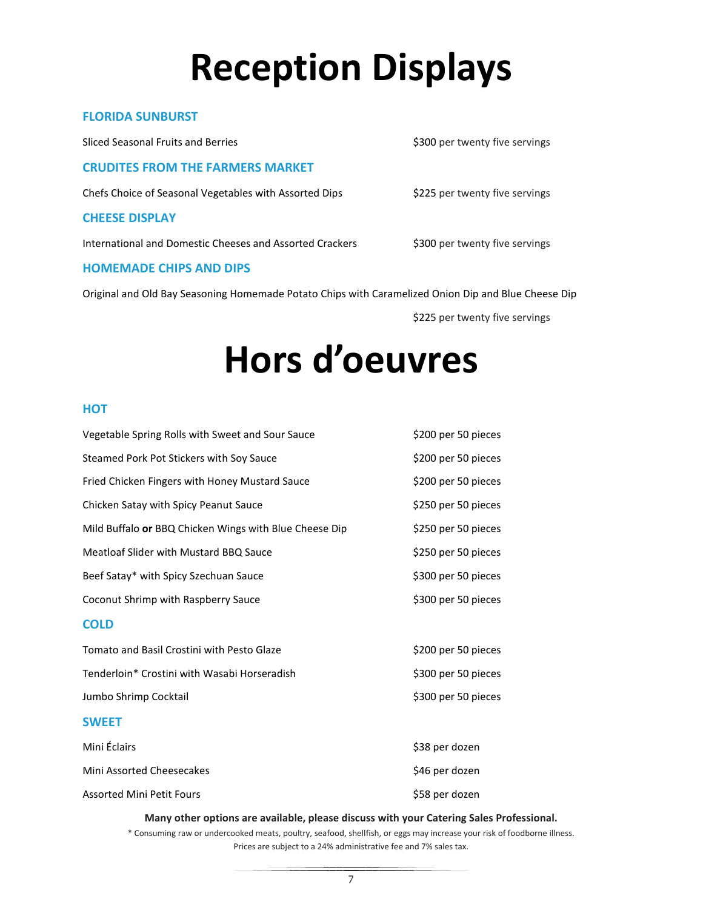# Reception Displays

### FLORIDA SUNBURST

Sliced Seasonal Fruits and Berries — $300 per twenty five servings

### CRUDITES FROM THE FARMERS MARKET

Chefs Choice of Seasonal Vegetables with Assorted Dips — $225 per twenty five servings

### CHEESE DISPLAY

International and Domestic Cheeses and Assorted Crackers — $300 per twenty five servings

### HOMEMADE CHIPS AND DIPS

Original and Old Bay Seasoning Homemade Potato Chips with Caramelized Onion Dip and Blue Cheese Dip

$225 per twenty five servings

# Hors d'oeuvres

### HOT

| Item | Price |
| --- | --- |
| Vegetable Spring Rolls with Sweet and Sour Sauce | $200 per 50 pieces |
| Steamed Pork Pot Stickers with Soy Sauce | $200 per 50 pieces |
| Fried Chicken Fingers with Honey Mustard Sauce | $200 per 50 pieces |
| Chicken Satay with Spicy Peanut Sauce | $250 per 50 pieces |
| Mild Buffalo **or** BBQ Chicken Wings with Blue Cheese Dip | $250 per 50 pieces |
| Meatloaf Slider with Mustard BBQ Sauce | $250 per 50 pieces |
| Beef Satay* with Spicy Szechuan Sauce | $300 per 50 pieces |
| Coconut Shrimp with Raspberry Sauce | $300 per 50 pieces |

### COLD

| Item | Price |
| --- | --- |
| Tomato and Basil Crostini with Pesto Glaze | $200 per 50 pieces |
| Tenderloin* Crostini with Wasabi Horseradish | $300 per 50 pieces |
| Jumbo Shrimp Cocktail | $300 per 50 pieces |

### SWEET

| Item | Price |
| --- | --- |
| Mini Éclairs | $38 per dozen |
| Mini Assorted Cheesecakes | $46 per dozen |
| Assorted Mini Petit Fours | $58 per dozen |

**Many other options are available, please discuss with your Catering Sales Professional.**

\* Consuming raw or undercooked meats, poultry, seafood, shellfish, or eggs may increase your risk of foodborne illness.

Prices are subject to a 24% administrative fee and 7% sales tax.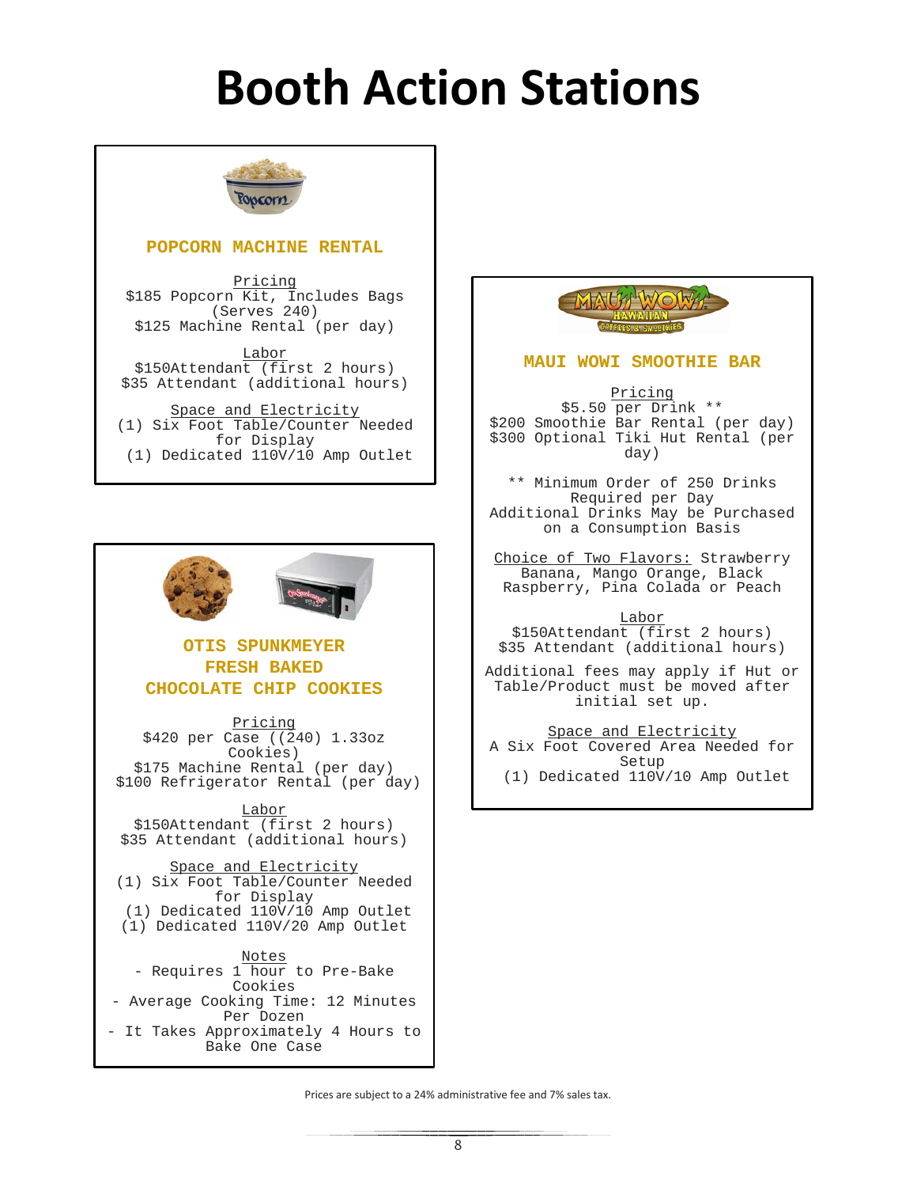# Booth Action Stations

## POPCORN MACHINE RENTAL

Pricing

$185 Popcorn Kit, Includes Bags (Serves 240)

$125 Machine Rental (per day)

Labor

$150Attendant (first 2 hours)

$35 Attendant (additional hours)

Space and Electricity

(1) Six Foot Table/Counter Needed for Display

(1) Dedicated 110V/10 Amp Outlet

## OTIS SPUNKMEYER FRESH BAKED CHOCOLATE CHIP COOKIES

Pricing

$420 per Case ((240) 1.33oz Cookies)

$175 Machine Rental (per day)

$100 Refrigerator Rental (per day)

Labor

$150Attendant (first 2 hours)

$35 Attendant (additional hours)

Space and Electricity

(1) Six Foot Table/Counter Needed for Display

(1) Dedicated 110V/10 Amp Outlet

(1) Dedicated 110V/20 Amp Outlet

Notes

- Requires 1 hour to Pre-Bake Cookies
- Average Cooking Time: 12 Minutes Per Dozen
- It Takes Approximately 4 Hours to Bake One Case

## MAUI WOWI SMOOTHIE BAR

Pricing

$5.50 per Drink **

$200 Smoothie Bar Rental (per day)

$300 Optional Tiki Hut Rental (per day)

** Minimum Order of 250 Drinks Required per Day

Additional Drinks May be Purchased on a Consumption Basis

Choice of Two Flavors: Strawberry Banana, Mango Orange, Black Raspberry, Pina Colada or Peach

Labor

$150Attendant (first 2 hours)

$35 Attendant (additional hours)

Additional fees may apply if Hut or Table/Product must be moved after initial set up.

Space and Electricity

A Six Foot Covered Area Needed for Setup

(1) Dedicated 110V/10 Amp Outlet

Prices are subject to a 24% administrative fee and 7% sales tax.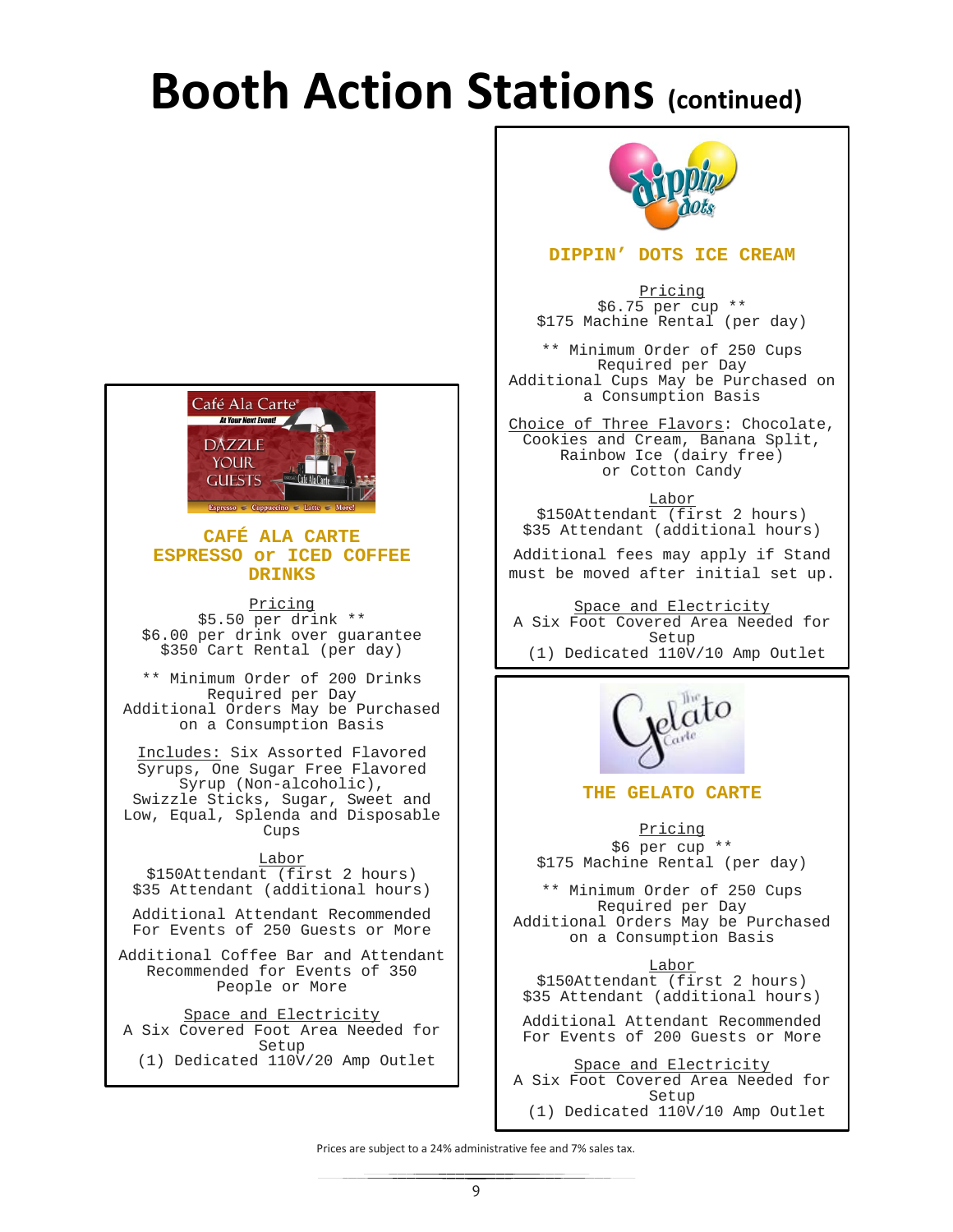# Booth Action Stations (continued)

### CAFÉ ALA CARTE ESPRESSO or ICED COFFEE DRINKS

Pricing
$5.50 per drink **
$6.00 per drink over guarantee
$350 Cart Rental (per day)

** Minimum Order of 200 Drinks Required per Day
Additional Orders May be Purchased on a Consumption Basis

Includes: Six Assorted Flavored Syrups, One Sugar Free Flavored Syrup (Non-alcoholic), Swizzle Sticks, Sugar, Sweet and Low, Equal, Splenda and Disposable Cups

Labor
$150Attendant (first 2 hours)
$35 Attendant (additional hours)

Additional Attendant Recommended For Events of 250 Guests or More

Additional Coffee Bar and Attendant Recommended for Events of 350 People or More

Space and Electricity
A Six Covered Foot Area Needed for Setup
(1) Dedicated 110V/20 Amp Outlet

### DIPPIN' DOTS ICE CREAM

Pricing
$6.75 per cup **
$175 Machine Rental (per day)

** Minimum Order of 250 Cups Required per Day
Additional Cups May be Purchased on a Consumption Basis

Choice of Three Flavors: Chocolate, Cookies and Cream, Banana Split, Rainbow Ice (dairy free) or Cotton Candy

Labor
$150Attendant (first 2 hours)
$35 Attendant (additional hours)

Additional fees may apply if Stand must be moved after initial set up.

Space and Electricity
A Six Foot Covered Area Needed for Setup
(1) Dedicated 110V/10 Amp Outlet

### THE GELATO CARTE

Pricing
$6 per cup **
$175 Machine Rental (per day)

** Minimum Order of 250 Cups Required per Day
Additional Orders May be Purchased on a Consumption Basis

Labor
$150Attendant (first 2 hours)
$35 Attendant (additional hours)

Additional Attendant Recommended For Events of 200 Guests or More

Space and Electricity
A Six Foot Covered Area Needed for Setup
(1) Dedicated 110V/10 Amp Outlet

Prices are subject to a 24% administrative fee and 7% sales tax.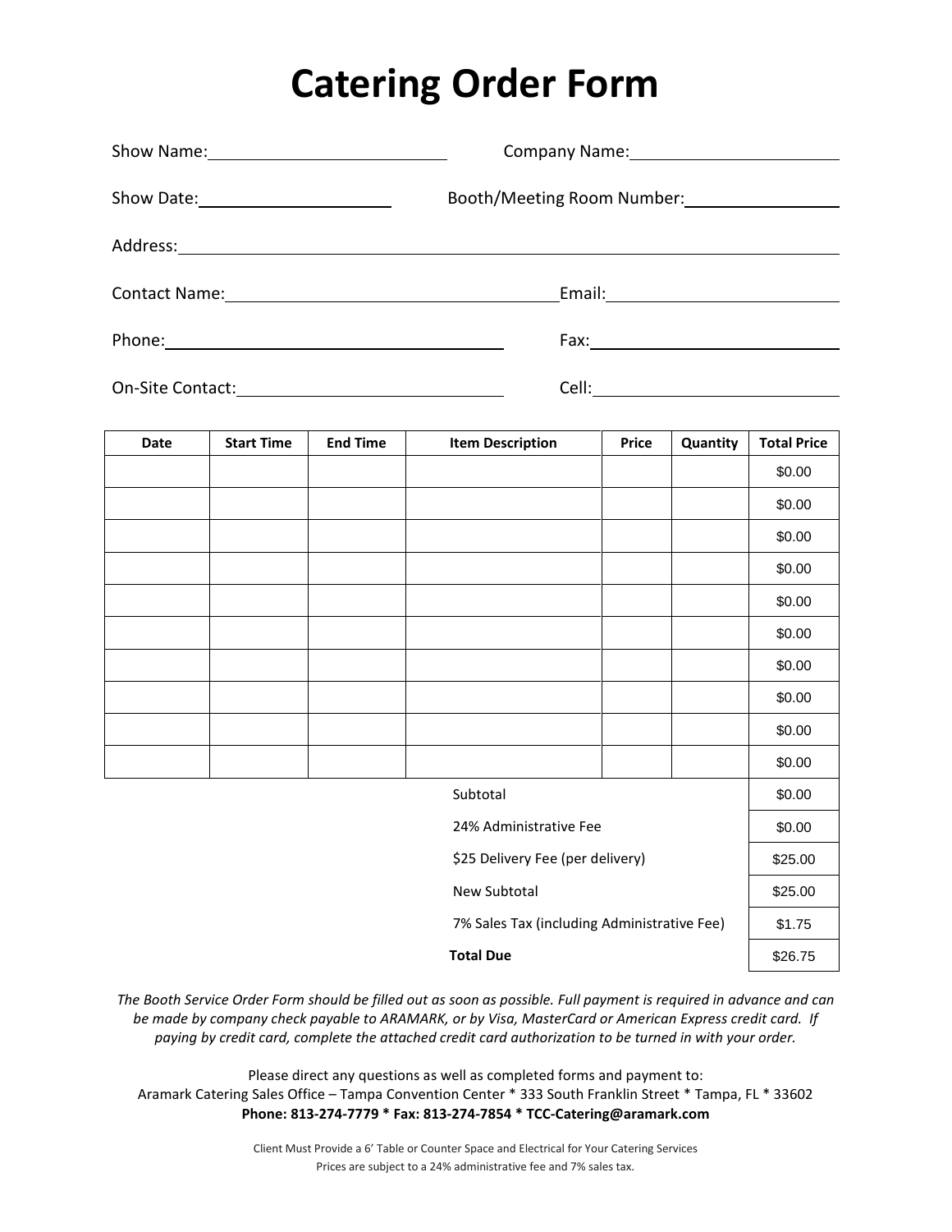# Catering Order Form

Show Name: ______________________ Company Name: ______________________

Show Date: ____________________ Booth/Meeting Room Number: ________________

Address: ____________________________________________________________

Contact Name: ______________________________ Email: ______________________

Phone: ______________________________ Fax: ______________________

On-Site Contact: ______________________________ Cell: ______________________

| Date | Start Time | End Time | Item Description | Price | Quantity | Total Price |
|---|---|---|---|---|---|---|
| | | | | | | $0.00 |
| | | | | | | $0.00 |
| | | | | | | $0.00 |
| | | | | | | $0.00 |
| | | | | | | $0.00 |
| | | | | | | $0.00 |
| | | | | | | $0.00 |
| | | | | | | $0.00 |
| | | | | | | $0.00 |
| | | | | | | $0.00 |
| | | | Subtotal | | | $0.00 |
| | | | 24% Administrative Fee | | | $0.00 |
| | | | $25 Delivery Fee (per delivery) | | | $25.00 |
| | | | New Subtotal | | | $25.00 |
| | | | 7% Sales Tax (including Administrative Fee) | | | $1.75 |
| | | | **Total Due** | | | $26.75 |

*The Booth Service Order Form should be filled out as soon as possible. Full payment is required in advance and can be made by company check payable to ARAMARK, or by Visa, MasterCard or American Express credit card. If paying by credit card, complete the attached credit card authorization to be turned in with your order.*

Please direct any questions as well as completed forms and payment to:
Aramark Catering Sales Office – Tampa Convention Center * 333 South Franklin Street * Tampa, FL * 33602
**Phone: 813-274-7779 * Fax: 813-274-7854 * TCC-Catering@aramark.com**

Client Must Provide a 6' Table or Counter Space and Electrical for Your Catering Services
Prices are subject to a 24% administrative fee and 7% sales tax.